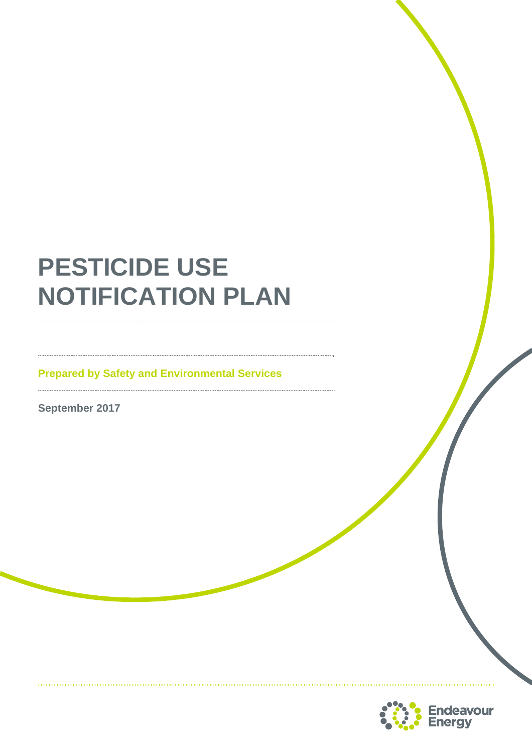# PESTICIDE USE NOTIFICATION PLAN

**Prepared by Safety and Environmental Services**

**September 2017**

Endeavour Energy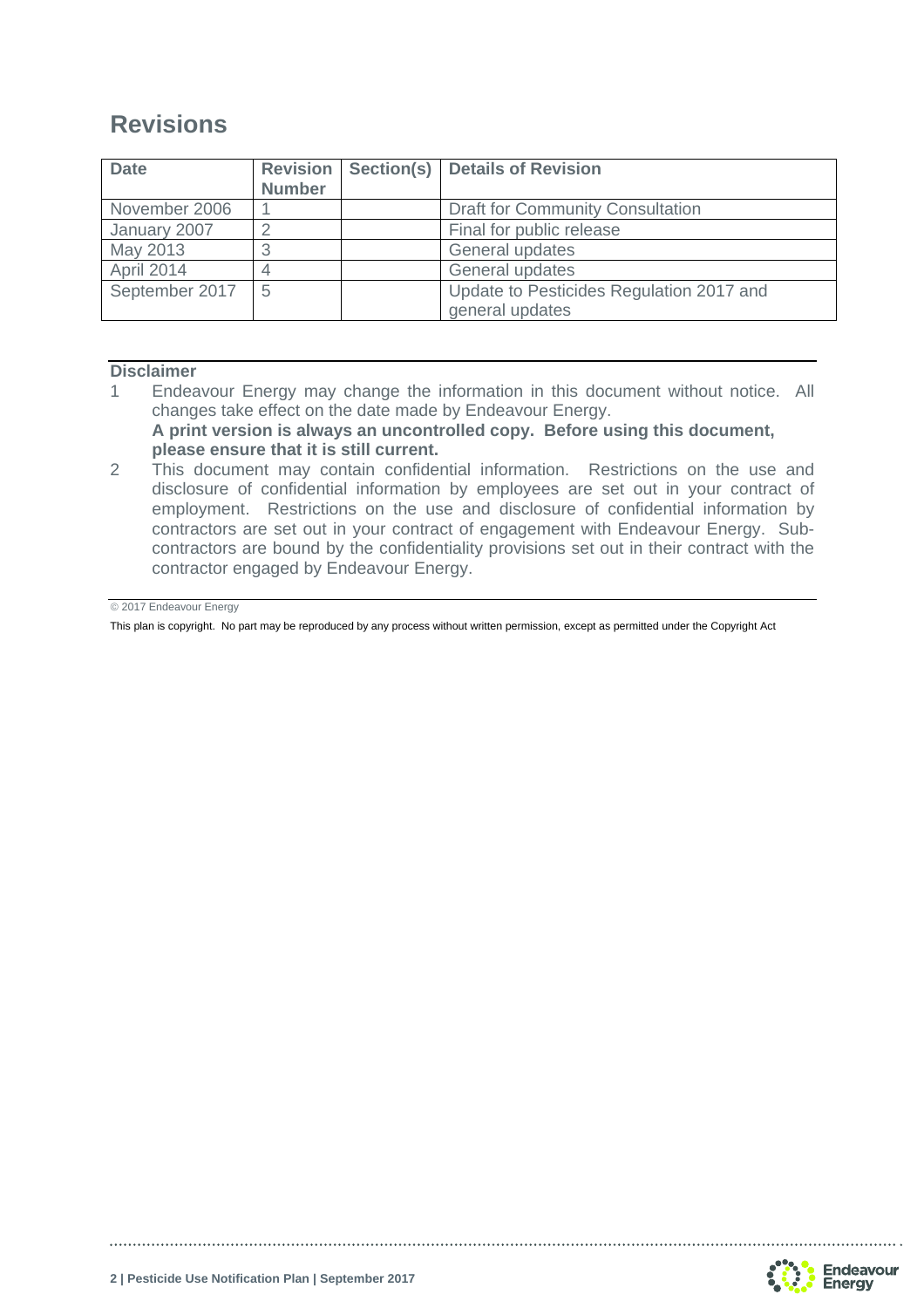## Revisions

| Date | Revision Number | Section(s) | Details of Revision |
|---|---|---|---|
| November 2006 | 1 | | Draft for Community Consultation |
| January 2007 | 2 | | Final for public release |
| May 2013 | 3 | | General updates |
| April 2014 | 4 | | General updates |
| September 2017 | 5 | | Update to Pesticides Regulation 2017 and general updates |

**Disclaimer**

1. Endeavour Energy may change the information in this document without notice. All changes take effect on the date made by Endeavour Energy.
   **A print version is always an uncontrolled copy. Before using this document, please ensure that it is still current.**
2. This document may contain confidential information. Restrictions on the use and disclosure of confidential information by employees are set out in your contract of employment. Restrictions on the use and disclosure of confidential information by contractors are set out in your contract of engagement with Endeavour Energy. Sub-contractors are bound by the confidentiality provisions set out in their contract with the contractor engaged by Endeavour Energy.

© 2017 Endeavour Energy

This plan is copyright. No part may be reproduced by any process without written permission, except as permitted under the Copyright Act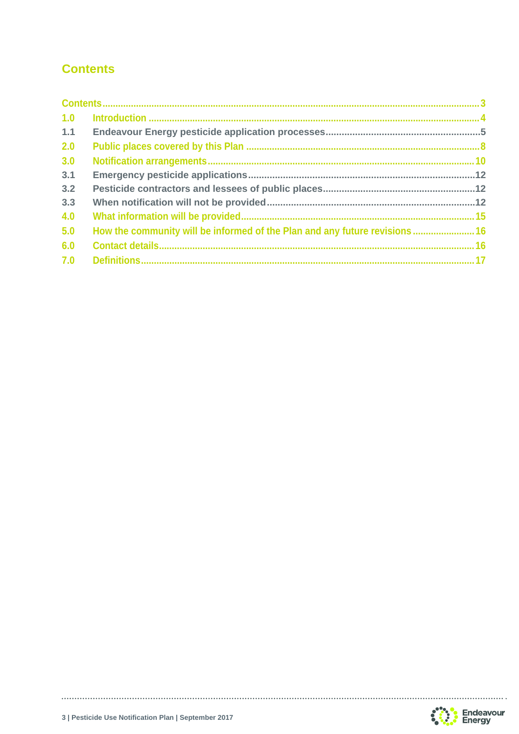# Contents

- Contents ..... 3
- 1.0 Introduction ..... 4
- 1.1 Endeavour Energy pesticide application processes ..... 5
- 2.0 Public places covered by this Plan ..... 8
- 3.0 Notification arrangements ..... 10
- 3.1 Emergency pesticide applications ..... 12
- 3.2 Pesticide contractors and lessees of public places ..... 12
- 3.3 When notification will not be provided ..... 12
- 4.0 What information will be provided ..... 15
- 5.0 How the community will be informed of the Plan and any future revisions ..... 16
- 6.0 Contact details ..... 16
- 7.0 Definitions ..... 17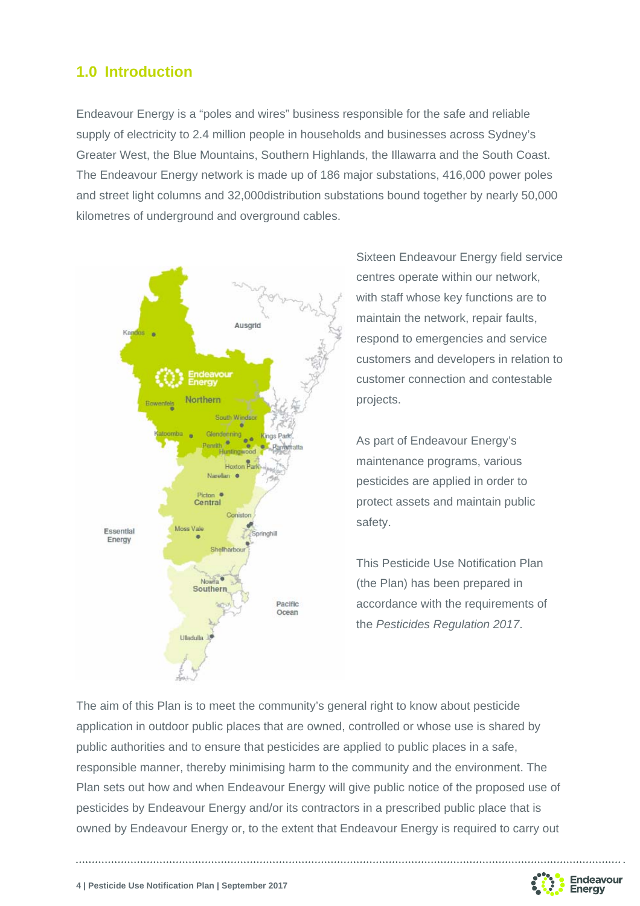## 1.0 Introduction

Endeavour Energy is a “poles and wires” business responsible for the safe and reliable supply of electricity to 2.4 million people in households and businesses across Sydney’s Greater West, the Blue Mountains, Southern Highlands, the Illawarra and the South Coast. The Endeavour Energy network is made up of 186 major substations, 416,000 power poles and street light columns and 32,000distribution substations bound together by nearly 50,000 kilometres of underground and overground cables.

Sixteen Endeavour Energy field service centres operate within our network, with staff whose key functions are to maintain the network, repair faults, respond to emergencies and service customers and developers in relation to customer connection and contestable projects.

As part of Endeavour Energy’s maintenance programs, various pesticides are applied in order to protect assets and maintain public safety.

This Pesticide Use Notification Plan (the Plan) has been prepared in accordance with the requirements of the *Pesticides Regulation 2017*.

The aim of this Plan is to meet the community’s general right to know about pesticide application in outdoor public places that are owned, controlled or whose use is shared by public authorities and to ensure that pesticides are applied to public places in a safe, responsible manner, thereby minimising harm to the community and the environment. The Plan sets out how and when Endeavour Energy will give public notice of the proposed use of pesticides by Endeavour Energy and/or its contractors in a prescribed public place that is owned by Endeavour Energy or, to the extent that Endeavour Energy is required to carry out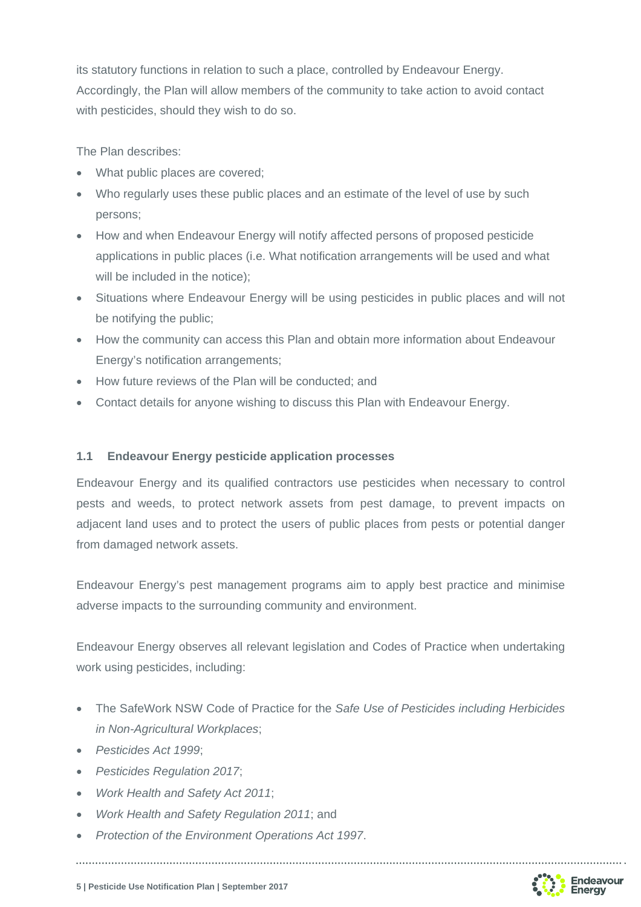its statutory functions in relation to such a place, controlled by Endeavour Energy. Accordingly, the Plan will allow members of the community to take action to avoid contact with pesticides, should they wish to do so.

The Plan describes:

- What public places are covered;
- Who regularly uses these public places and an estimate of the level of use by such persons;
- How and when Endeavour Energy will notify affected persons of proposed pesticide applications in public places (i.e. What notification arrangements will be used and what will be included in the notice);
- Situations where Endeavour Energy will be using pesticides in public places and will not be notifying the public;
- How the community can access this Plan and obtain more information about Endeavour Energy's notification arrangements;
- How future reviews of the Plan will be conducted; and
- Contact details for anyone wishing to discuss this Plan with Endeavour Energy.

### 1.1 Endeavour Energy pesticide application processes

Endeavour Energy and its qualified contractors use pesticides when necessary to control pests and weeds, to protect network assets from pest damage, to prevent impacts on adjacent land uses and to protect the users of public places from pests or potential danger from damaged network assets.

Endeavour Energy's pest management programs aim to apply best practice and minimise adverse impacts to the surrounding community and environment.

Endeavour Energy observes all relevant legislation and Codes of Practice when undertaking work using pesticides, including:

- The SafeWork NSW Code of Practice for the *Safe Use of Pesticides including Herbicides in Non-Agricultural Workplaces*;
- *Pesticides Act 1999*;
- *Pesticides Regulation 2017*;
- *Work Health and Safety Act 2011*;
- *Work Health and Safety Regulation 2011*; and
- *Protection of the Environment Operations Act 1997*.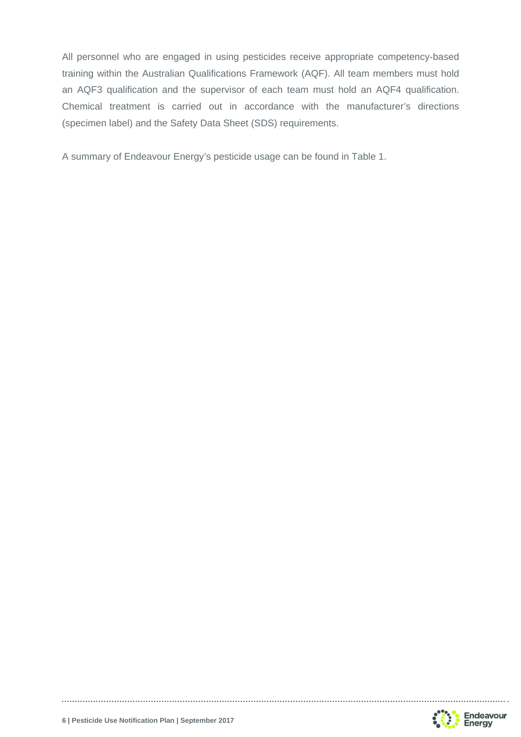All personnel who are engaged in using pesticides receive appropriate competency-based training within the Australian Qualifications Framework (AQF). All team members must hold an AQF3 qualification and the supervisor of each team must hold an AQF4 qualification. Chemical treatment is carried out in accordance with the manufacturer's directions (specimen label) and the Safety Data Sheet (SDS) requirements.

A summary of Endeavour Energy's pesticide usage can be found in Table 1.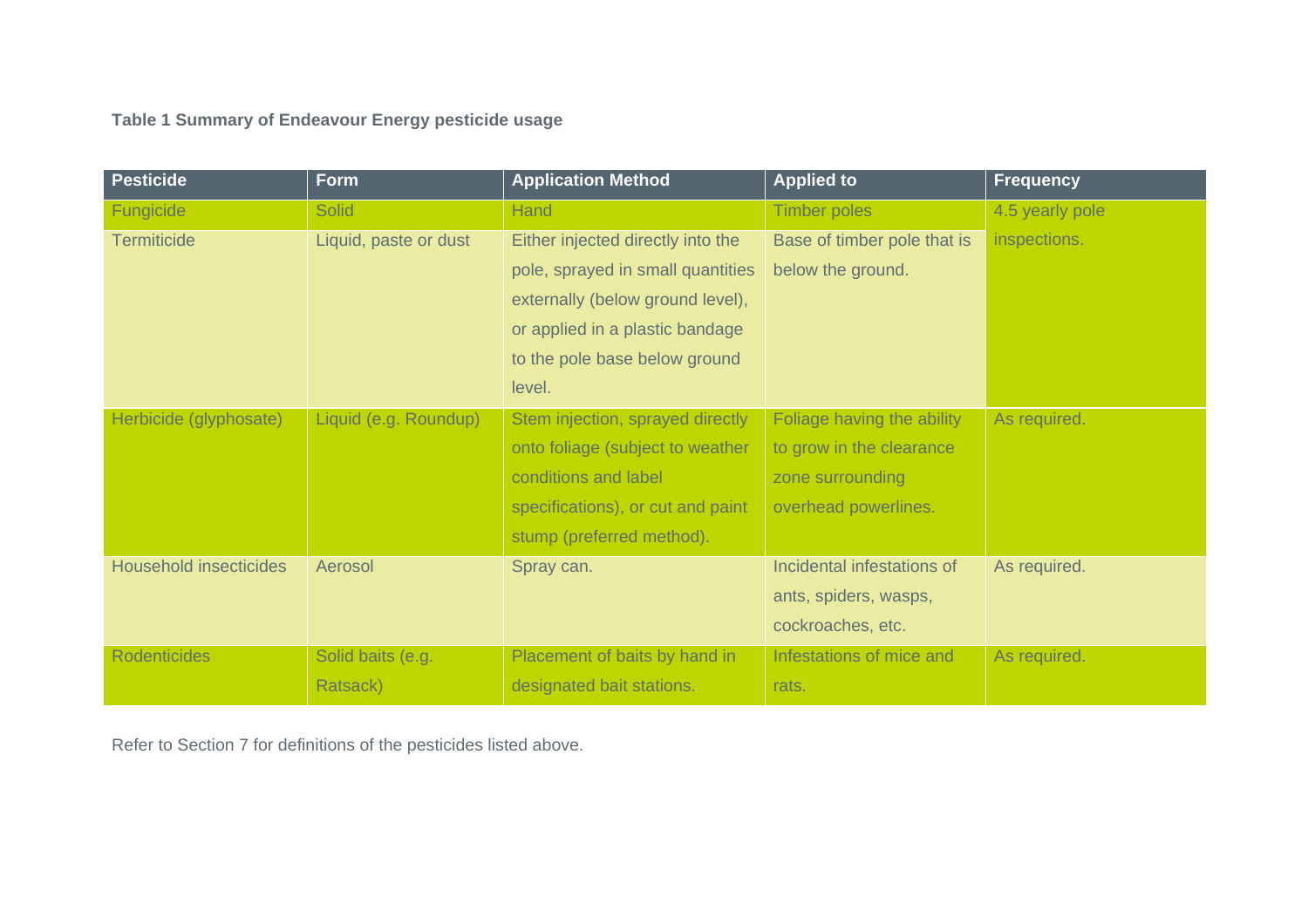**Table 1 Summary of Endeavour Energy pesticide usage**

| Pesticide | Form | Application Method | Applied to | Frequency |
|---|---|---|---|---|
| Fungicide | Solid | Hand | Timber poles | 4.5 yearly pole inspections. |
| Termiticide | Liquid, paste or dust | Either injected directly into the pole, sprayed in small quantities externally (below ground level), or applied in a plastic bandage to the pole base below ground level. | Base of timber pole that is below the ground. | |
| Herbicide (glyphosate) | Liquid (e.g. Roundup) | Stem injection, sprayed directly onto foliage (subject to weather conditions and label specifications), or cut and paint stump (preferred method). | Foliage having the ability to grow in the clearance zone surrounding overhead powerlines. | As required. |
| Household insecticides | Aerosol | Spray can. | Incidental infestations of ants, spiders, wasps, cockroaches, etc. | As required. |
| Rodenticides | Solid baits (e.g. Ratsack) | Placement of baits by hand in designated bait stations. | Infestations of mice and rats. | As required. |

Refer to Section 7 for definitions of the pesticides listed above.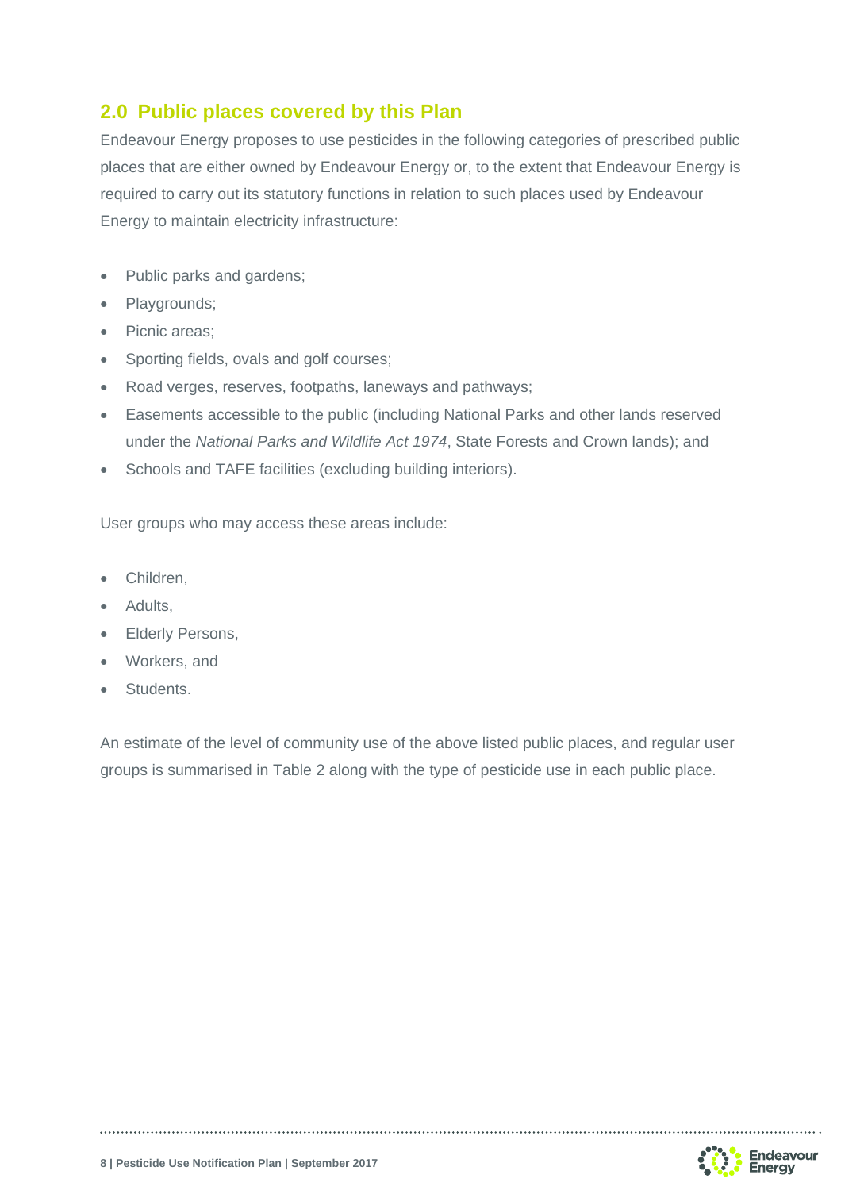## 2.0 Public places covered by this Plan

Endeavour Energy proposes to use pesticides in the following categories of prescribed public places that are either owned by Endeavour Energy or, to the extent that Endeavour Energy is required to carry out its statutory functions in relation to such places used by Endeavour Energy to maintain electricity infrastructure:

- Public parks and gardens;
- Playgrounds;
- Picnic areas;
- Sporting fields, ovals and golf courses;
- Road verges, reserves, footpaths, laneways and pathways;
- Easements accessible to the public (including National Parks and other lands reserved under the *National Parks and Wildlife Act 1974*, State Forests and Crown lands); and
- Schools and TAFE facilities (excluding building interiors).

User groups who may access these areas include:

- Children,
- Adults,
- Elderly Persons,
- Workers, and
- Students.

An estimate of the level of community use of the above listed public places, and regular user groups is summarised in Table 2 along with the type of pesticide use in each public place.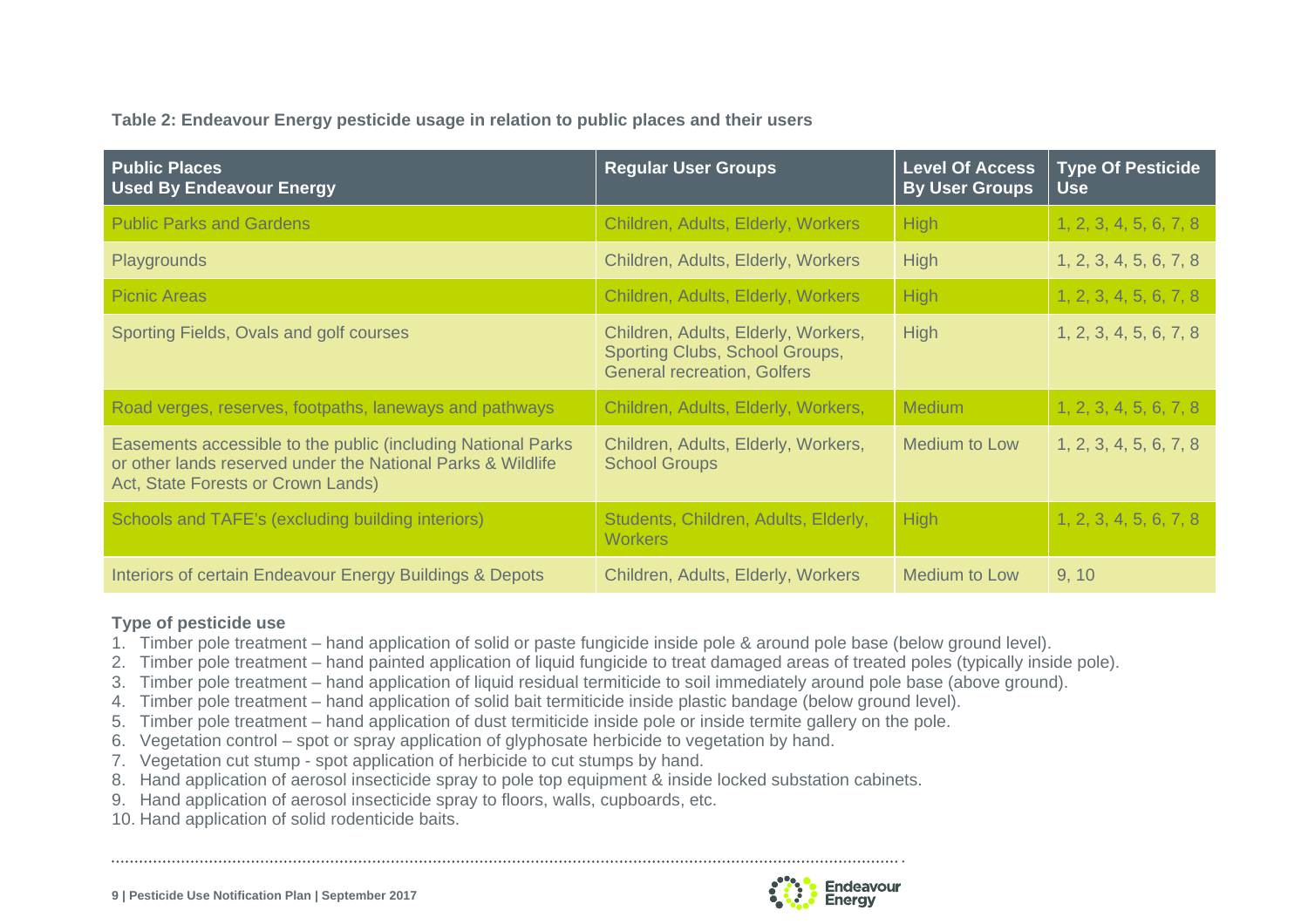**Table 2: Endeavour Energy pesticide usage in relation to public places and their users**

| Public Places Used By Endeavour Energy | Regular User Groups | Level Of Access By User Groups | Type Of Pesticide Use |
|---|---|---|---|
| Public Parks and Gardens | Children, Adults, Elderly, Workers | High | 1, 2, 3, 4, 5, 6, 7, 8 |
| Playgrounds | Children, Adults, Elderly, Workers | High | 1, 2, 3, 4, 5, 6, 7, 8 |
| Picnic Areas | Children, Adults, Elderly, Workers | High | 1, 2, 3, 4, 5, 6, 7, 8 |
| Sporting Fields, Ovals and golf courses | Children, Adults, Elderly, Workers, Sporting Clubs, School Groups, General recreation, Golfers | High | 1, 2, 3, 4, 5, 6, 7, 8 |
| Road verges, reserves, footpaths, laneways and pathways | Children, Adults, Elderly, Workers, | Medium | 1, 2, 3, 4, 5, 6, 7, 8 |
| Easements accessible to the public (including National Parks or other lands reserved under the National Parks & Wildlife Act, State Forests or Crown Lands) | Children, Adults, Elderly, Workers, School Groups | Medium to Low | 1, 2, 3, 4, 5, 6, 7, 8 |
| Schools and TAFE's (excluding building interiors) | Students, Children, Adults, Elderly, Workers | High | 1, 2, 3, 4, 5, 6, 7, 8 |
| Interiors of certain Endeavour Energy Buildings & Depots | Children, Adults, Elderly, Workers | Medium to Low | 9, 10 |

**Type of pesticide use**

1. Timber pole treatment – hand application of solid or paste fungicide inside pole & around pole base (below ground level).
2. Timber pole treatment – hand painted application of liquid fungicide to treat damaged areas of treated poles (typically inside pole).
3. Timber pole treatment – hand application of liquid residual termiticide to soil immediately around pole base (above ground).
4. Timber pole treatment – hand application of solid bait termiticide inside plastic bandage (below ground level).
5. Timber pole treatment – hand application of dust termiticide inside pole or inside termite gallery on the pole.
6. Vegetation control – spot or spray application of glyphosate herbicide to vegetation by hand.
7. Vegetation cut stump - spot application of herbicide to cut stumps by hand.
8. Hand application of aerosol insecticide spray to pole top equipment & inside locked substation cabinets.
9. Hand application of aerosol insecticide spray to floors, walls, cupboards, etc.
10. Hand application of solid rodenticide baits.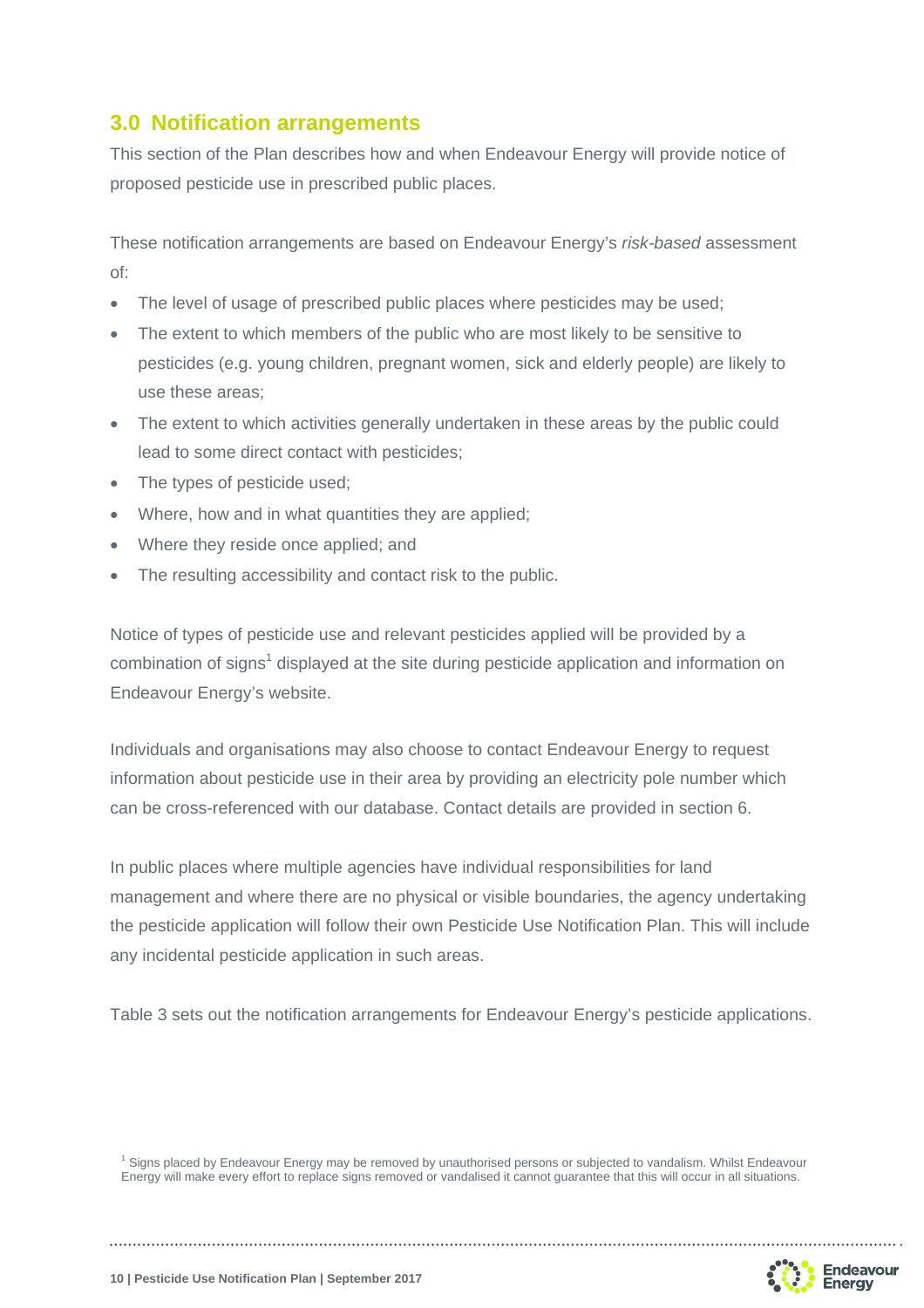## 3.0 Notification arrangements

This section of the Plan describes how and when Endeavour Energy will provide notice of proposed pesticide use in prescribed public places.

These notification arrangements are based on Endeavour Energy's *risk-based* assessment of:

- The level of usage of prescribed public places where pesticides may be used;
- The extent to which members of the public who are most likely to be sensitive to pesticides (e.g. young children, pregnant women, sick and elderly people) are likely to use these areas;
- The extent to which activities generally undertaken in these areas by the public could lead to some direct contact with pesticides;
- The types of pesticide used;
- Where, how and in what quantities they are applied;
- Where they reside once applied; and
- The resulting accessibility and contact risk to the public.

Notice of types of pesticide use and relevant pesticides applied will be provided by a combination of signs[1] displayed at the site during pesticide application and information on Endeavour Energy's website.

Individuals and organisations may also choose to contact Endeavour Energy to request information about pesticide use in their area by providing an electricity pole number which can be cross-referenced with our database. Contact details are provided in section 6.

In public places where multiple agencies have individual responsibilities for land management and where there are no physical or visible boundaries, the agency undertaking the pesticide application will follow their own Pesticide Use Notification Plan. This will include any incidental pesticide application in such areas.

Table 3 sets out the notification arrangements for Endeavour Energy's pesticide applications.

[1] Signs placed by Endeavour Energy may be removed by unauthorised persons or subjected to vandalism. Whilst Endeavour Energy will make every effort to replace signs removed or vandalised it cannot guarantee that this will occur in all situations.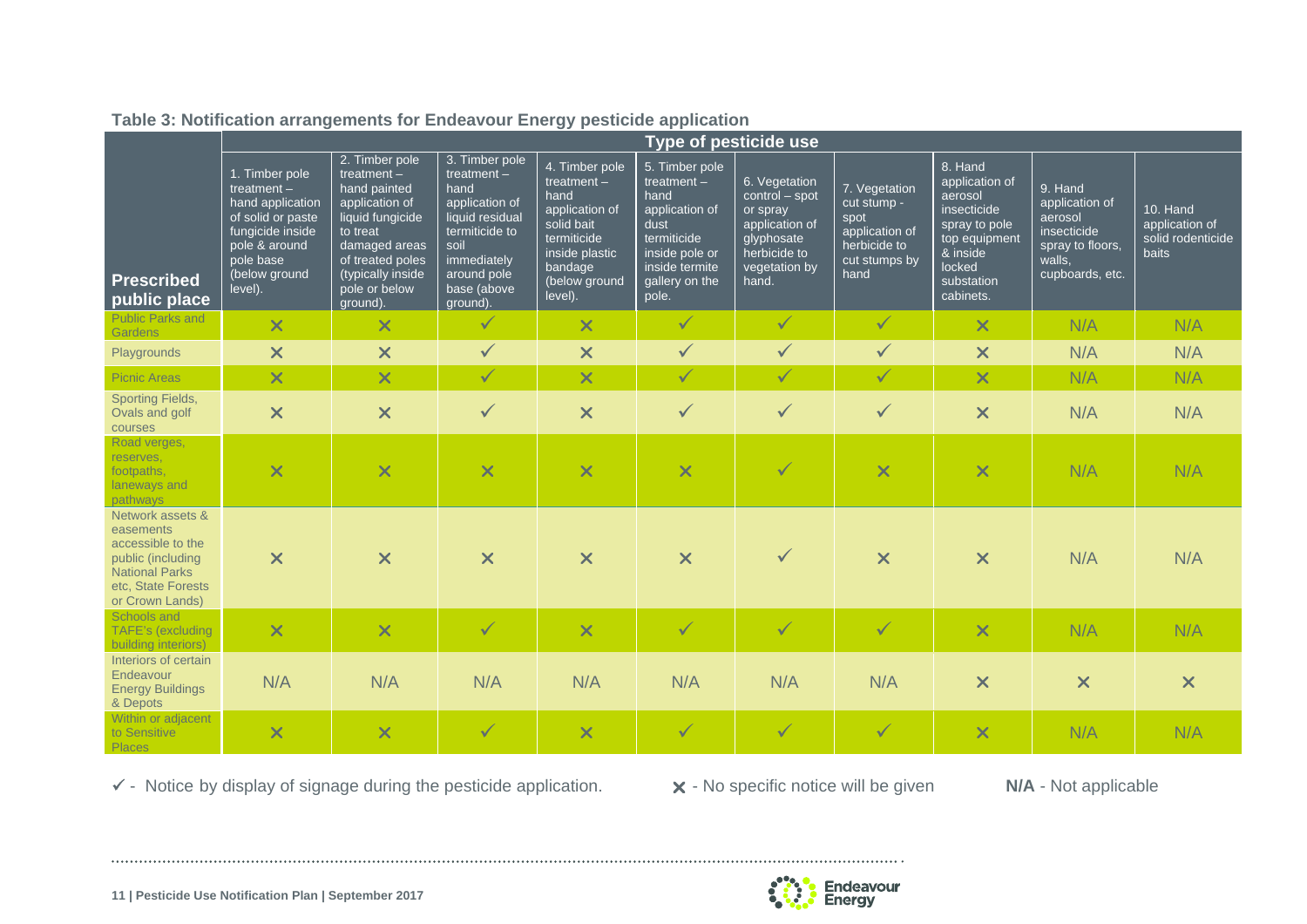**Table 3: Notification arrangements for Endeavour Energy pesticide application**

| Prescribed public place | Type of pesticide use | | | | | | | | | |
|---|---|---|---|---|---|---|---|---|---|---|
| | 1. Timber pole treatment – hand application of solid or paste fungicide inside pole & around pole base (below ground level). | 2. Timber pole treatment – hand painted application of liquid fungicide to treat damaged areas of treated poles (typically inside pole or below ground). | 3. Timber pole treatment – hand application of liquid residual termiticide to soil immediately around pole base (above ground). | 4. Timber pole treatment – hand application of solid bait termiticide inside plastic bandage (below ground level). | 5. Timber pole treatment – hand application of dust termiticide inside pole or inside termite gallery on the pole. | 6. Vegetation control – spot or spray application of glyphosate herbicide to vegetation by hand. | 7. Vegetation cut stump - spot application of herbicide to cut stumps by hand | 8. Hand application of aerosol insecticide spray to pole top equipment & inside locked substation cabinets. | 9. Hand application of aerosol insecticide spray to floors, walls, cupboards, etc. | 10. Hand application of solid rodenticide baits |
| Public Parks and Gardens | ✗ | ✗ | ✓ | ✗ | ✓ | ✓ | ✓ | ✗ | N/A | N/A |
| Playgrounds | ✗ | ✗ | ✓ | ✗ | ✓ | ✓ | ✓ | ✗ | N/A | N/A |
| Picnic Areas | ✗ | ✗ | ✓ | ✗ | ✓ | ✓ | ✓ | ✗ | N/A | N/A |
| Sporting Fields, Ovals and golf courses | ✗ | ✗ | ✓ | ✗ | ✓ | ✓ | ✓ | ✗ | N/A | N/A |
| Road verges, reserves, footpaths, laneways and pathways | ✗ | ✗ | ✗ | ✗ | ✗ | ✓ | ✗ | ✗ | N/A | N/A |
| Network assets & easements accessible to the public (including National Parks etc, State Forests or Crown Lands) | ✗ | ✗ | ✗ | ✗ | ✗ | ✓ | ✗ | ✗ | N/A | N/A |
| Schools and TAFE's (excluding building interiors) | ✗ | ✗ | ✓ | ✗ | ✓ | ✓ | ✓ | ✗ | N/A | N/A |
| Interiors of certain Endeavour Energy Buildings & Depots | N/A | N/A | N/A | N/A | N/A | N/A | N/A | ✗ | ✗ | ✗ |
| Within or adjacent to Sensitive Places | ✗ | ✗ | ✓ | ✗ | ✓ | ✓ | ✓ | ✗ | N/A | N/A |

✓ - Notice by display of signage during the pesticide application. ✗ - No specific notice will be given **N/A** - Not applicable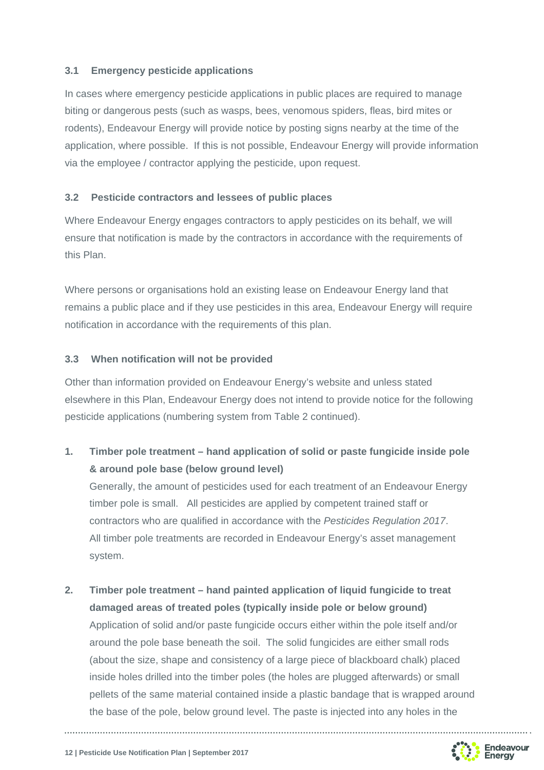### 3.1 Emergency pesticide applications

In cases where emergency pesticide applications in public places are required to manage biting or dangerous pests (such as wasps, bees, venomous spiders, fleas, bird mites or rodents), Endeavour Energy will provide notice by posting signs nearby at the time of the application, where possible. If this is not possible, Endeavour Energy will provide information via the employee / contractor applying the pesticide, upon request.

### 3.2 Pesticide contractors and lessees of public places

Where Endeavour Energy engages contractors to apply pesticides on its behalf, we will ensure that notification is made by the contractors in accordance with the requirements of this Plan.

Where persons or organisations hold an existing lease on Endeavour Energy land that remains a public place and if they use pesticides in this area, Endeavour Energy will require notification in accordance with the requirements of this plan.

### 3.3 When notification will not be provided

Other than information provided on Endeavour Energy's website and unless stated elsewhere in this Plan, Endeavour Energy does not intend to provide notice for the following pesticide applications (numbering system from Table 2 continued).

1. **Timber pole treatment – hand application of solid or paste fungicide inside pole & around pole base (below ground level)**
   Generally, the amount of pesticides used for each treatment of an Endeavour Energy timber pole is small. All pesticides are applied by competent trained staff or contractors who are qualified in accordance with the *Pesticides Regulation 2017*. All timber pole treatments are recorded in Endeavour Energy's asset management system.

2. **Timber pole treatment – hand painted application of liquid fungicide to treat damaged areas of treated poles (typically inside pole or below ground)**
   Application of solid and/or paste fungicide occurs either within the pole itself and/or around the pole base beneath the soil. The solid fungicides are either small rods (about the size, shape and consistency of a large piece of blackboard chalk) placed inside holes drilled into the timber poles (the holes are plugged afterwards) or small pellets of the same material contained inside a plastic bandage that is wrapped around the base of the pole, below ground level. The paste is injected into any holes in the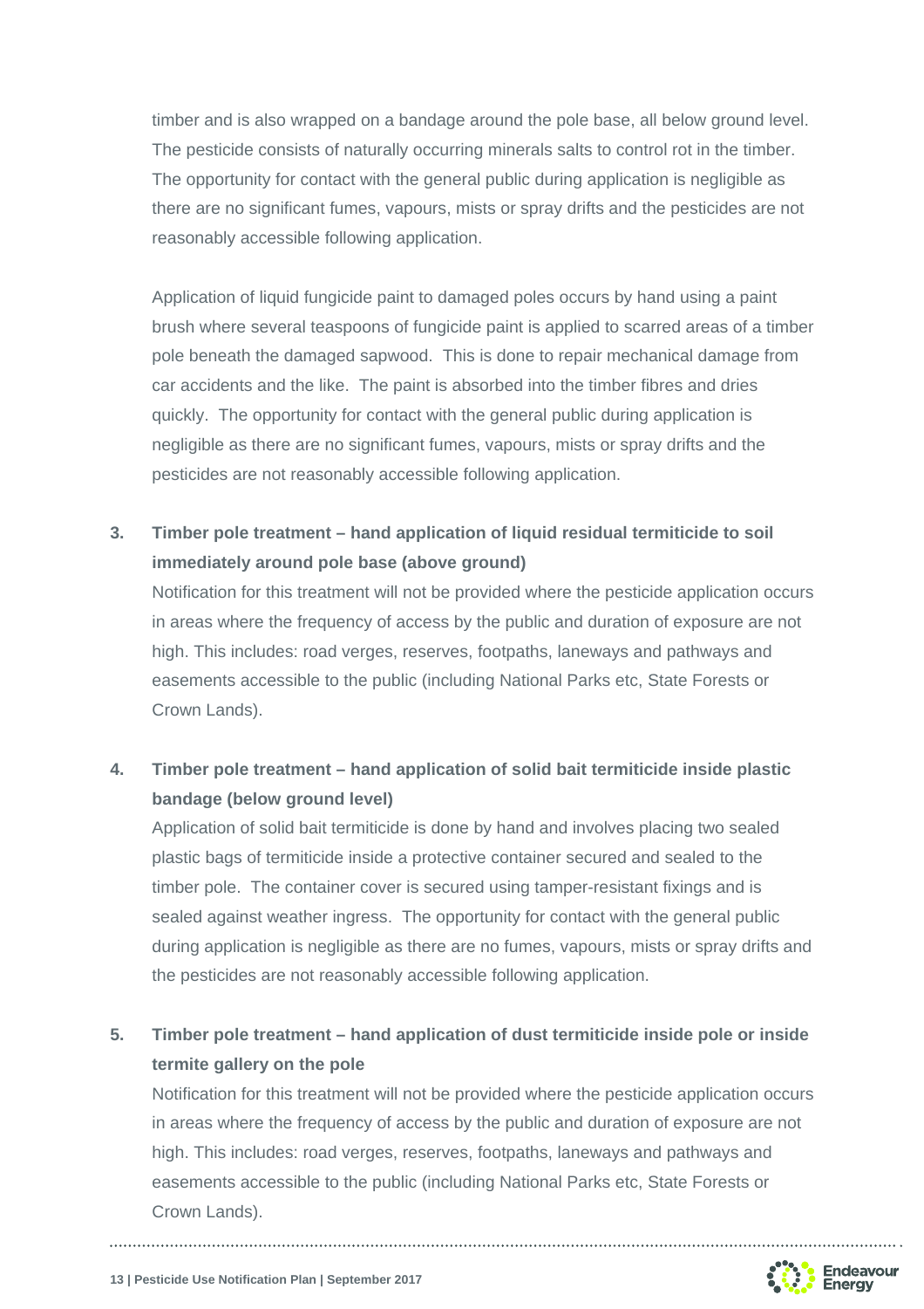timber and is also wrapped on a bandage around the pole base, all below ground level. The pesticide consists of naturally occurring minerals salts to control rot in the timber. The opportunity for contact with the general public during application is negligible as there are no significant fumes, vapours, mists or spray drifts and the pesticides are not reasonably accessible following application.

Application of liquid fungicide paint to damaged poles occurs by hand using a paint brush where several teaspoons of fungicide paint is applied to scarred areas of a timber pole beneath the damaged sapwood. This is done to repair mechanical damage from car accidents and the like. The paint is absorbed into the timber fibres and dries quickly. The opportunity for contact with the general public during application is negligible as there are no significant fumes, vapours, mists or spray drifts and the pesticides are not reasonably accessible following application.

3. **Timber pole treatment – hand application of liquid residual termiticide to soil immediately around pole base (above ground)**

   Notification for this treatment will not be provided where the pesticide application occurs in areas where the frequency of access by the public and duration of exposure are not high. This includes: road verges, reserves, footpaths, laneways and pathways and easements accessible to the public (including National Parks etc, State Forests or Crown Lands).

4. **Timber pole treatment – hand application of solid bait termiticide inside plastic bandage (below ground level)**

   Application of solid bait termiticide is done by hand and involves placing two sealed plastic bags of termiticide inside a protective container secured and sealed to the timber pole. The container cover is secured using tamper-resistant fixings and is sealed against weather ingress. The opportunity for contact with the general public during application is negligible as there are no fumes, vapours, mists or spray drifts and the pesticides are not reasonably accessible following application.

5. **Timber pole treatment – hand application of dust termiticide inside pole or inside termite gallery on the pole**

   Notification for this treatment will not be provided where the pesticide application occurs in areas where the frequency of access by the public and duration of exposure are not high. This includes: road verges, reserves, footpaths, laneways and pathways and easements accessible to the public (including National Parks etc, State Forests or Crown Lands).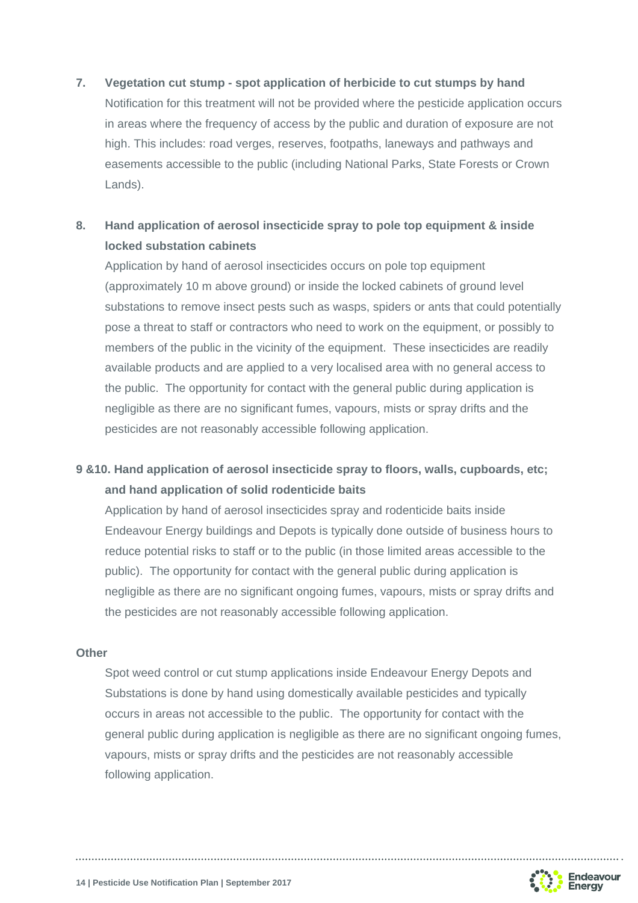**7. Vegetation cut stump - spot application of herbicide to cut stumps by hand**

Notification for this treatment will not be provided where the pesticide application occurs in areas where the frequency of access by the public and duration of exposure are not high. This includes: road verges, reserves, footpaths, laneways and pathways and easements accessible to the public (including National Parks, State Forests or Crown Lands).

**8. Hand application of aerosol insecticide spray to pole top equipment & inside locked substation cabinets**

Application by hand of aerosol insecticides occurs on pole top equipment (approximately 10 m above ground) or inside the locked cabinets of ground level substations to remove insect pests such as wasps, spiders or ants that could potentially pose a threat to staff or contractors who need to work on the equipment, or possibly to members of the public in the vicinity of the equipment. These insecticides are readily available products and are applied to a very localised area with no general access to the public. The opportunity for contact with the general public during application is negligible as there are no significant fumes, vapours, mists or spray drifts and the pesticides are not reasonably accessible following application.

**9 &10. Hand application of aerosol insecticide spray to floors, walls, cupboards, etc; and hand application of solid rodenticide baits**

Application by hand of aerosol insecticides spray and rodenticide baits inside Endeavour Energy buildings and Depots is typically done outside of business hours to reduce potential risks to staff or to the public (in those limited areas accessible to the public). The opportunity for contact with the general public during application is negligible as there are no significant ongoing fumes, vapours, mists or spray drifts and the pesticides are not reasonably accessible following application.

**Other**

Spot weed control or cut stump applications inside Endeavour Energy Depots and Substations is done by hand using domestically available pesticides and typically occurs in areas not accessible to the public. The opportunity for contact with the general public during application is negligible as there are no significant ongoing fumes, vapours, mists or spray drifts and the pesticides are not reasonably accessible following application.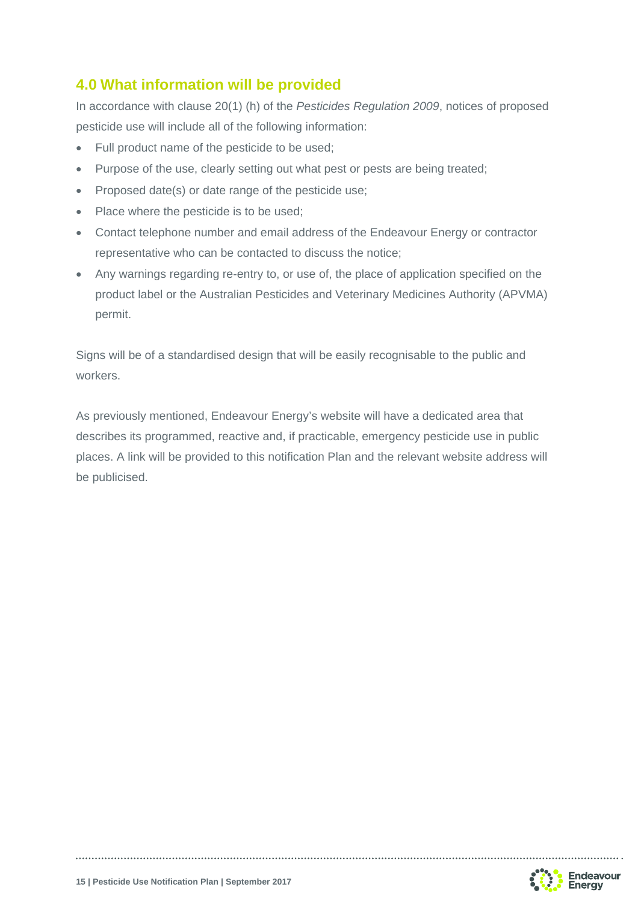## 4.0 What information will be provided

In accordance with clause 20(1) (h) of the *Pesticides Regulation 2009*, notices of proposed pesticide use will include all of the following information:

- Full product name of the pesticide to be used;
- Purpose of the use, clearly setting out what pest or pests are being treated;
- Proposed date(s) or date range of the pesticide use;
- Place where the pesticide is to be used;
- Contact telephone number and email address of the Endeavour Energy or contractor representative who can be contacted to discuss the notice;
- Any warnings regarding re-entry to, or use of, the place of application specified on the product label or the Australian Pesticides and Veterinary Medicines Authority (APVMA) permit.

Signs will be of a standardised design that will be easily recognisable to the public and workers.

As previously mentioned, Endeavour Energy's website will have a dedicated area that describes its programmed, reactive and, if practicable, emergency pesticide use in public places. A link will be provided to this notification Plan and the relevant website address will be publicised.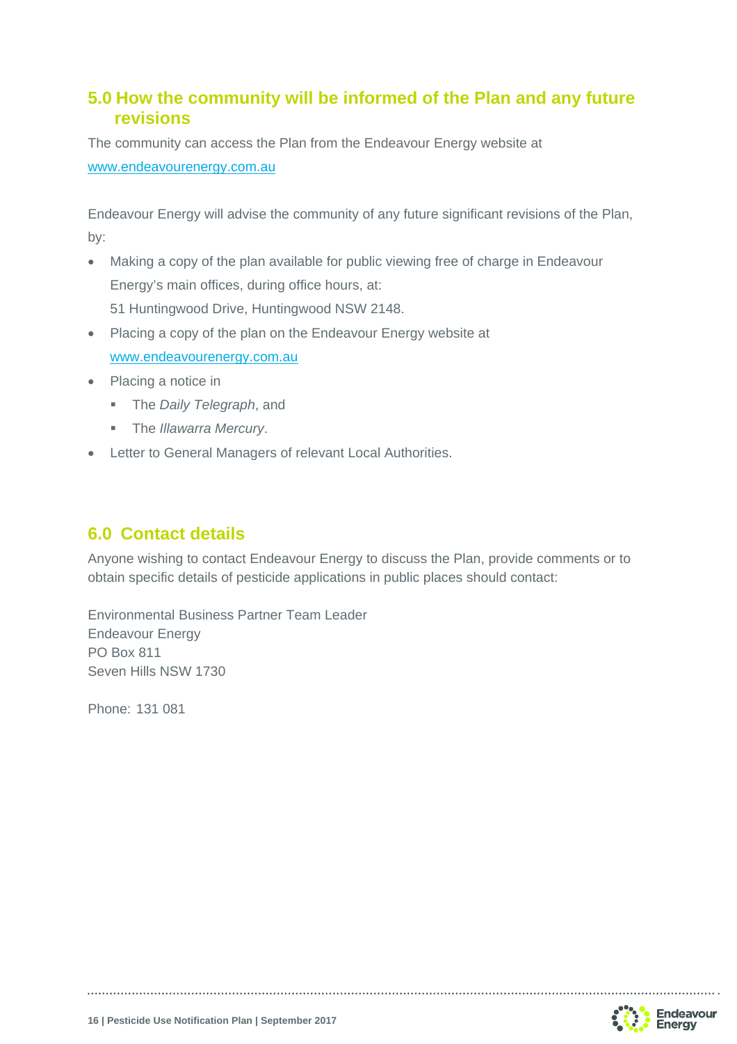## 5.0 How the community will be informed of the Plan and any future revisions

The community can access the Plan from the Endeavour Energy website at www.endeavourenergy.com.au

Endeavour Energy will advise the community of any future significant revisions of the Plan, by:

- Making a copy of the plan available for public viewing free of charge in Endeavour Energy's main offices, during office hours, at:
  51 Huntingwood Drive, Huntingwood NSW 2148.
- Placing a copy of the plan on the Endeavour Energy website at www.endeavourenergy.com.au
- Placing a notice in
  - The *Daily Telegraph*, and
  - The *Illawarra Mercury*.
- Letter to General Managers of relevant Local Authorities.

## 6.0 Contact details

Anyone wishing to contact Endeavour Energy to discuss the Plan, provide comments or to obtain specific details of pesticide applications in public places should contact:

Environmental Business Partner Team Leader
Endeavour Energy
PO Box 811
Seven Hills NSW 1730

Phone: 131 081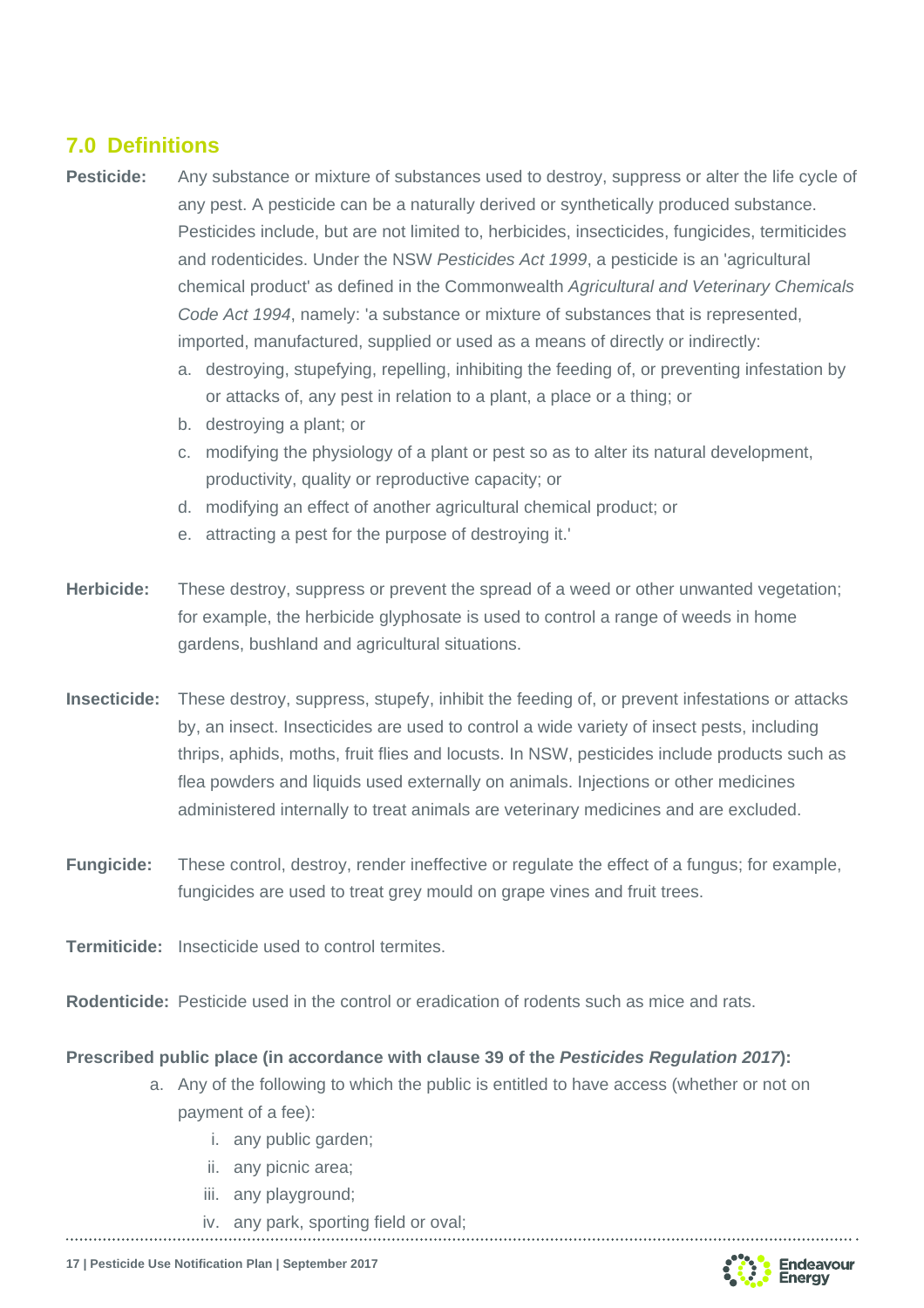## 7.0 Definitions

**Pesticide:** Any substance or mixture of substances used to destroy, suppress or alter the life cycle of any pest. A pesticide can be a naturally derived or synthetically produced substance. Pesticides include, but are not limited to, herbicides, insecticides, fungicides, termiticides and rodenticides. Under the NSW *Pesticides Act 1999*, a pesticide is an 'agricultural chemical product' as defined in the Commonwealth *Agricultural and Veterinary Chemicals Code Act 1994*, namely: 'a substance or mixture of substances that is represented, imported, manufactured, supplied or used as a means of directly or indirectly:

a. destroying, stupefying, repelling, inhibiting the feeding of, or preventing infestation by or attacks of, any pest in relation to a plant, a place or a thing; or
b. destroying a plant; or
c. modifying the physiology of a plant or pest so as to alter its natural development, productivity, quality or reproductive capacity; or
d. modifying an effect of another agricultural chemical product; or
e. attracting a pest for the purpose of destroying it.'

**Herbicide:** These destroy, suppress or prevent the spread of a weed or other unwanted vegetation; for example, the herbicide glyphosate is used to control a range of weeds in home gardens, bushland and agricultural situations.

**Insecticide:** These destroy, suppress, stupefy, inhibit the feeding of, or prevent infestations or attacks by, an insect. Insecticides are used to control a wide variety of insect pests, including thrips, aphids, moths, fruit flies and locusts. In NSW, pesticides include products such as flea powders and liquids used externally on animals. Injections or other medicines administered internally to treat animals are veterinary medicines and are excluded.

**Fungicide:** These control, destroy, render ineffective or regulate the effect of a fungus; for example, fungicides are used to treat grey mould on grape vines and fruit trees.

**Termiticide:** Insecticide used to control termites.

**Rodenticide:** Pesticide used in the control or eradication of rodents such as mice and rats.

**Prescribed public place (in accordance with clause 39 of the *Pesticides Regulation 2017*):**

a. Any of the following to which the public is entitled to have access (whether or not on payment of a fee):
   i. any public garden;
   ii. any picnic area;
   iii. any playground;
   iv. any park, sporting field or oval;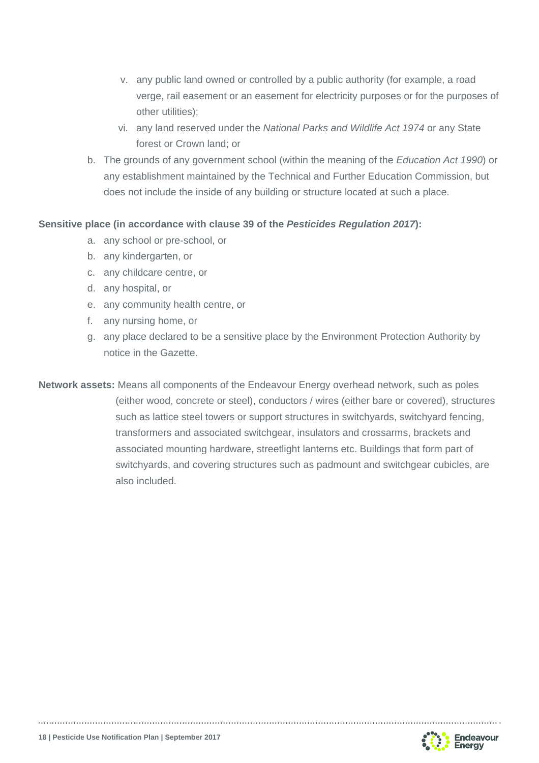v. any public land owned or controlled by a public authority (for example, a road verge, rail easement or an easement for electricity purposes or for the purposes of other utilities);

vi. any land reserved under the *National Parks and Wildlife Act 1974* or any State forest or Crown land; or

b. The grounds of any government school (within the meaning of the *Education Act 1990*) or any establishment maintained by the Technical and Further Education Commission, but does not include the inside of any building or structure located at such a place.

**Sensitive place (in accordance with clause 39 of the *Pesticides Regulation 2017*):**

a. any school or pre-school, or
b. any kindergarten, or
c. any childcare centre, or
d. any hospital, or
e. any community health centre, or
f. any nursing home, or
g. any place declared to be a sensitive place by the Environment Protection Authority by notice in the Gazette.

**Network assets:** Means all components of the Endeavour Energy overhead network, such as poles (either wood, concrete or steel), conductors / wires (either bare or covered), structures such as lattice steel towers or support structures in switchyards, switchyard fencing, transformers and associated switchgear, insulators and crossarms, brackets and associated mounting hardware, streetlight lanterns etc. Buildings that form part of switchyards, and covering structures such as padmount and switchgear cubicles, are also included.